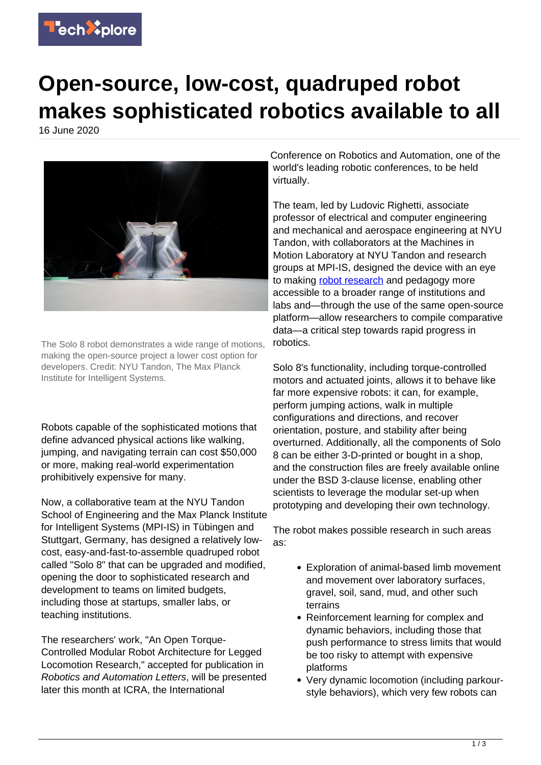# Open-source, low-cost, quadruped robot makes sophisticated robotics available to all

16 June 2020

The Solo 8 robot demonstrates a wide range of motions, making the open-source project a lower cost option for developers. Credit: NYU Tandon, The Max Planck Institute for Intelligent Systems.

Robots capable of the sophisticated motions that define advanced physical actions like walking, jumping, and navigating terrain can cost $50,000 or more, making real-world experimentation prohibitively expensive for many.

Now, a collaborative team at the NYU Tandon School of Engineering and the Max Planck Institute for Intelligent Systems (MPI-IS) in Tübingen and Stuttgart, Germany, has designed a relatively low-cost, easy-and-fast-to-assemble quadruped robot called "Solo 8" that can be upgraded and modified, opening the door to sophisticated research and development to teams on limited budgets, including those at startups, smaller labs, or teaching institutions.

The researchers' work, "An Open Torque-Controlled Modular Robot Architecture for Legged Locomotion Research," accepted for publication in *Robotics and Automation Letters*, will be presented later this month at ICRA, the International Conference on Robotics and Automation, one of the world's leading robotic conferences, to be held virtually.

The team, led by Ludovic Righetti, associate professor of electrical and computer engineering and mechanical and aerospace engineering at NYU Tandon, with collaborators at the Machines in Motion Laboratory at NYU Tandon and research groups at MPI-IS, designed the device with an eye to making robot research and pedagogy more accessible to a broader range of institutions and labs and—through the use of the same open-source platform—allow researchers to compile comparative data—a critical step towards rapid progress in robotics.

Solo 8's functionality, including torque-controlled motors and actuated joints, allows it to behave like far more expensive robots: it can, for example, perform jumping actions, walk in multiple configurations and directions, and recover orientation, posture, and stability after being overturned. Additionally, all the components of Solo 8 can be either 3-D-printed or bought in a shop, and the construction files are freely available online under the BSD 3-clause license, enabling other scientists to leverage the modular set-up when prototyping and developing their own technology.

The robot makes possible research in such areas as:

- Exploration of animal-based limb movement and movement over laboratory surfaces, gravel, soil, sand, mud, and other such terrains
- Reinforcement learning for complex and dynamic behaviors, including those that push performance to stress limits that would be too risky to attempt with expensive platforms
- Very dynamic locomotion (including parkour-style behaviors), which very few robots can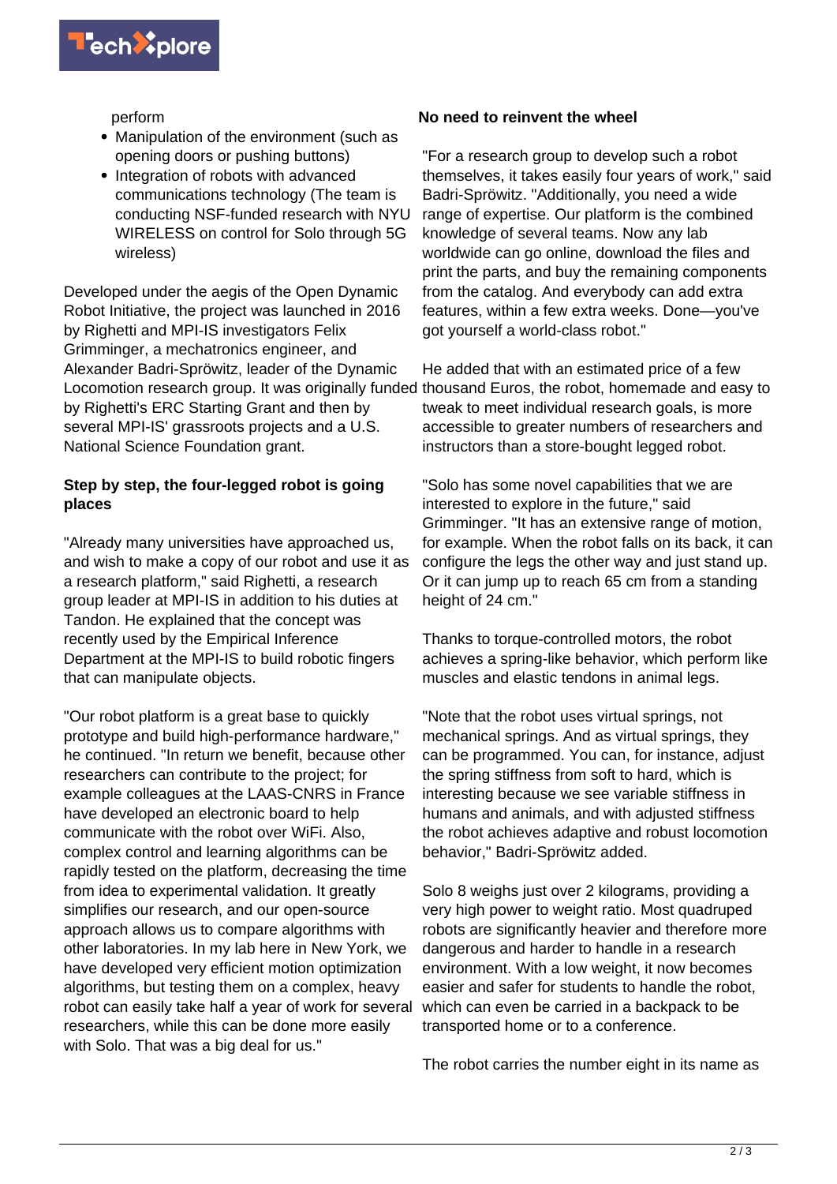perform

- Manipulation of the environment (such as opening doors or pushing buttons)
- Integration of robots with advanced communications technology (The team is conducting NSF-funded research with NYU WIRELESS on control for Solo through 5G wireless)

Developed under the aegis of the Open Dynamic Robot Initiative, the project was launched in 2016 by Righetti and MPI-IS investigators Felix Grimminger, a mechatronics engineer, and Alexander Badri-Spröwitz, leader of the Dynamic Locomotion research group. It was originally funded by Righetti's ERC Starting Grant and then by several MPI-IS' grassroots projects and a U.S. National Science Foundation grant.

**Step by step, the four-legged robot is going places**

"Already many universities have approached us, and wish to make a copy of our robot and use it as a research platform," said Righetti, a research group leader at MPI-IS in addition to his duties at Tandon. He explained that the concept was recently used by the Empirical Inference Department at the MPI-IS to build robotic fingers that can manipulate objects.

"Our robot platform is a great base to quickly prototype and build high-performance hardware," he continued. "In return we benefit, because other researchers can contribute to the project; for example colleagues at the LAAS-CNRS in France have developed an electronic board to help communicate with the robot over WiFi. Also, complex control and learning algorithms can be rapidly tested on the platform, decreasing the time from idea to experimental validation. It greatly simplifies our research, and our open-source approach allows us to compare algorithms with other laboratories. In my lab here in New York, we have developed very efficient motion optimization algorithms, but testing them on a complex, heavy robot can easily take half a year of work for several researchers, while this can be done more easily with Solo. That was a big deal for us."

**No need to reinvent the wheel**

"For a research group to develop such a robot themselves, it takes easily four years of work," said Badri-Spröwitz. "Additionally, you need a wide range of expertise. Our platform is the combined knowledge of several teams. Now any lab worldwide can go online, download the files and print the parts, and buy the remaining components from the catalog. And everybody can add extra features, within a few extra weeks. Done—you've got yourself a world-class robot."

He added that with an estimated price of a few thousand Euros, the robot, homemade and easy to tweak to meet individual research goals, is more accessible to greater numbers of researchers and instructors than a store-bought legged robot.

"Solo has some novel capabilities that we are interested to explore in the future," said Grimminger. "It has an extensive range of motion, for example. When the robot falls on its back, it can configure the legs the other way and just stand up. Or it can jump up to reach 65 cm from a standing height of 24 cm."

Thanks to torque-controlled motors, the robot achieves a spring-like behavior, which perform like muscles and elastic tendons in animal legs.

"Note that the robot uses virtual springs, not mechanical springs. And as virtual springs, they can be programmed. You can, for instance, adjust the spring stiffness from soft to hard, which is interesting because we see variable stiffness in humans and animals, and with adjusted stiffness the robot achieves adaptive and robust locomotion behavior," Badri-Spröwitz added.

Solo 8 weighs just over 2 kilograms, providing a very high power to weight ratio. Most quadruped robots are significantly heavier and therefore more dangerous and harder to handle in a research environment. With a low weight, it now becomes easier and safer for students to handle the robot, which can even be carried in a backpack to be transported home or to a conference.

The robot carries the number eight in its name as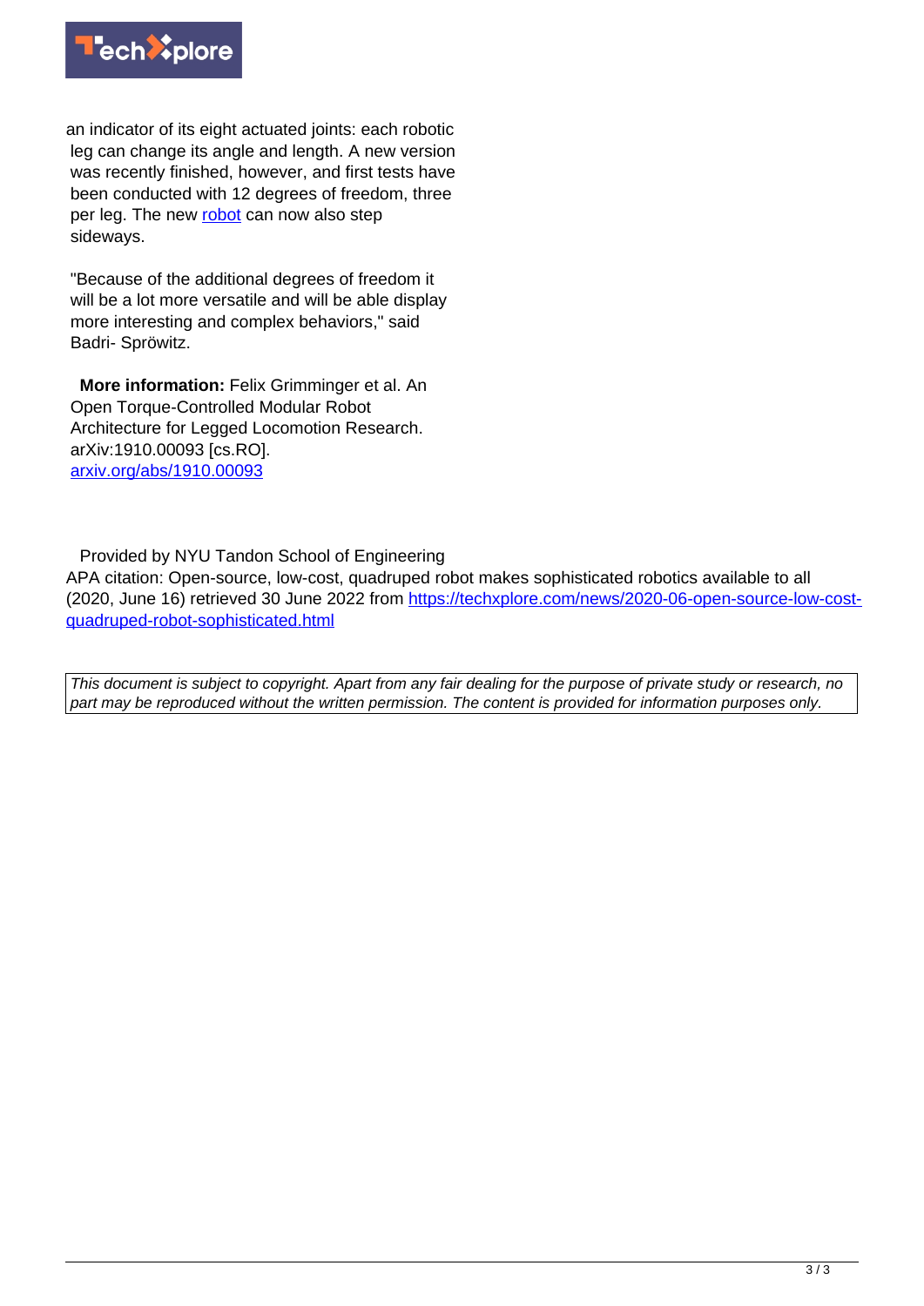an indicator of its eight actuated joints: each robotic leg can change its angle and length. A new version was recently finished, however, and first tests have been conducted with 12 degrees of freedom, three per leg. The new robot can now also step sideways.

"Because of the additional degrees of freedom it will be a lot more versatile and will be able display more interesting and complex behaviors," said Badri- Spröwitz.

**More information:** Felix Grimminger et al. An Open Torque-Controlled Modular Robot Architecture for Legged Locomotion Research. arXiv:1910.00093 [cs.RO]. arxiv.org/abs/1910.00093

Provided by NYU Tandon School of Engineering

APA citation: Open-source, low-cost, quadruped robot makes sophisticated robotics available to all (2020, June 16) retrieved 30 June 2022 from https://techxplore.com/news/2020-06-open-source-low-cost-quadruped-robot-sophisticated.html

*This document is subject to copyright. Apart from any fair dealing for the purpose of private study or research, no part may be reproduced without the written permission. The content is provided for information purposes only.*